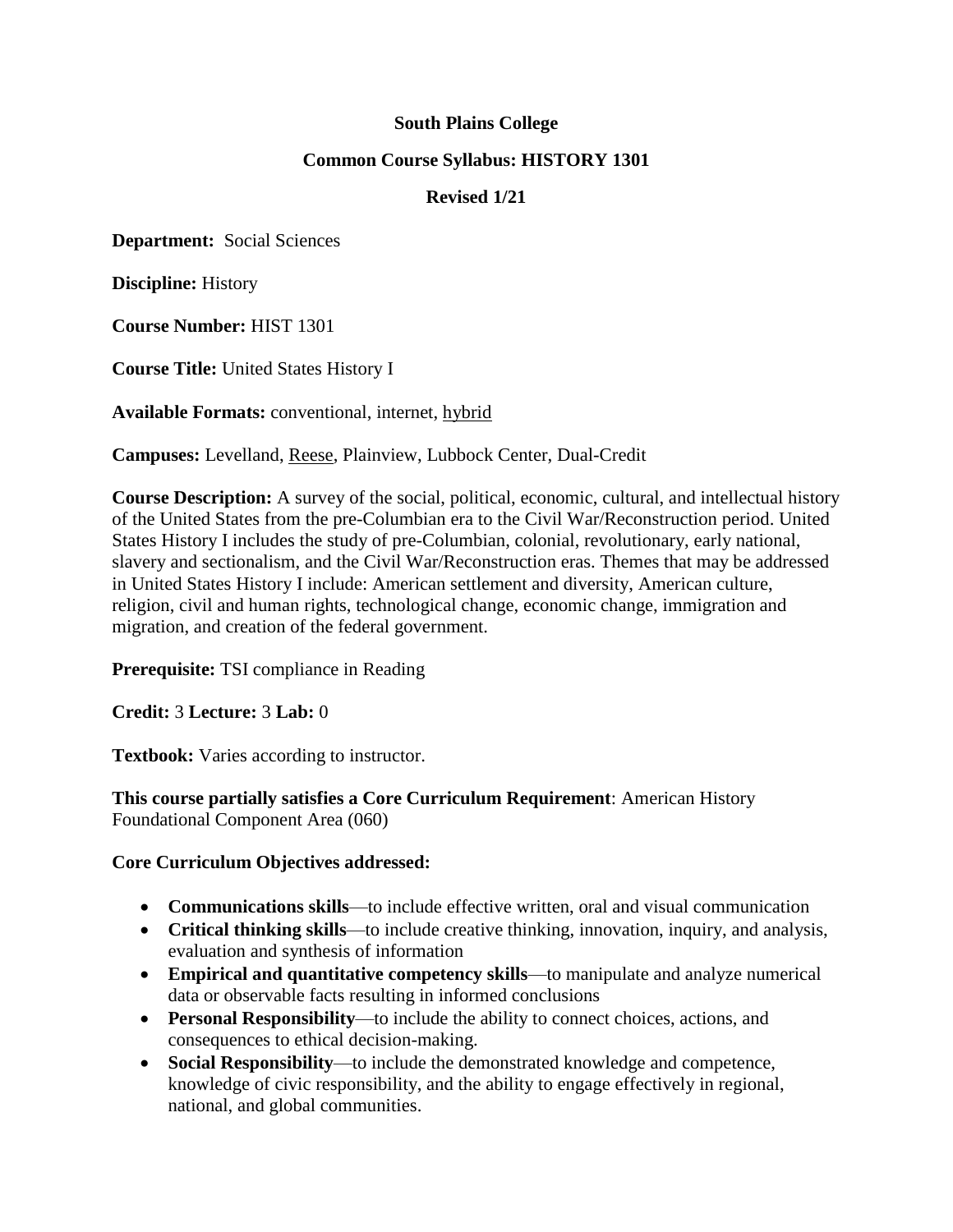**South Plains College**

**Common Course Syllabus: HISTORY 1301**

**Revised 1/21**

**Department:** Social Sciences

**Discipline:** History

**Course Number:** HIST 1301

**Course Title:** United States History I

**Available Formats:** conventional, internet, hybrid

**Campuses:** Levelland, Reese, Plainview, Lubbock Center, Dual-Credit

**Course Description:** A survey of the social, political, economic, cultural, and intellectual history of the United States from the pre-Columbian era to the Civil War/Reconstruction period. United States History I includes the study of pre-Columbian, colonial, revolutionary, early national, slavery and sectionalism, and the Civil War/Reconstruction eras. Themes that may be addressed in United States History I include: American settlement and diversity, American culture, religion, civil and human rights, technological change, economic change, immigration and migration, and creation of the federal government.

**Prerequisite:** TSI compliance in Reading

**Credit:** 3 **Lecture:** 3 **Lab:** 0

**Textbook:** Varies according to instructor.

**This course partially satisfies a Core Curriculum Requirement**: American History Foundational Component Area (060)

**Core Curriculum Objectives addressed:**

- **Communications skills**—to include effective written, oral and visual communication
- **Critical thinking skills**—to include creative thinking, innovation, inquiry, and analysis, evaluation and synthesis of information
- **Empirical and quantitative competency skills**—to manipulate and analyze numerical data or observable facts resulting in informed conclusions
- **Personal Responsibility**—to include the ability to connect choices, actions, and consequences to ethical decision-making.
- **Social Responsibility**—to include the demonstrated knowledge and competence, knowledge of civic responsibility, and the ability to engage effectively in regional, national, and global communities.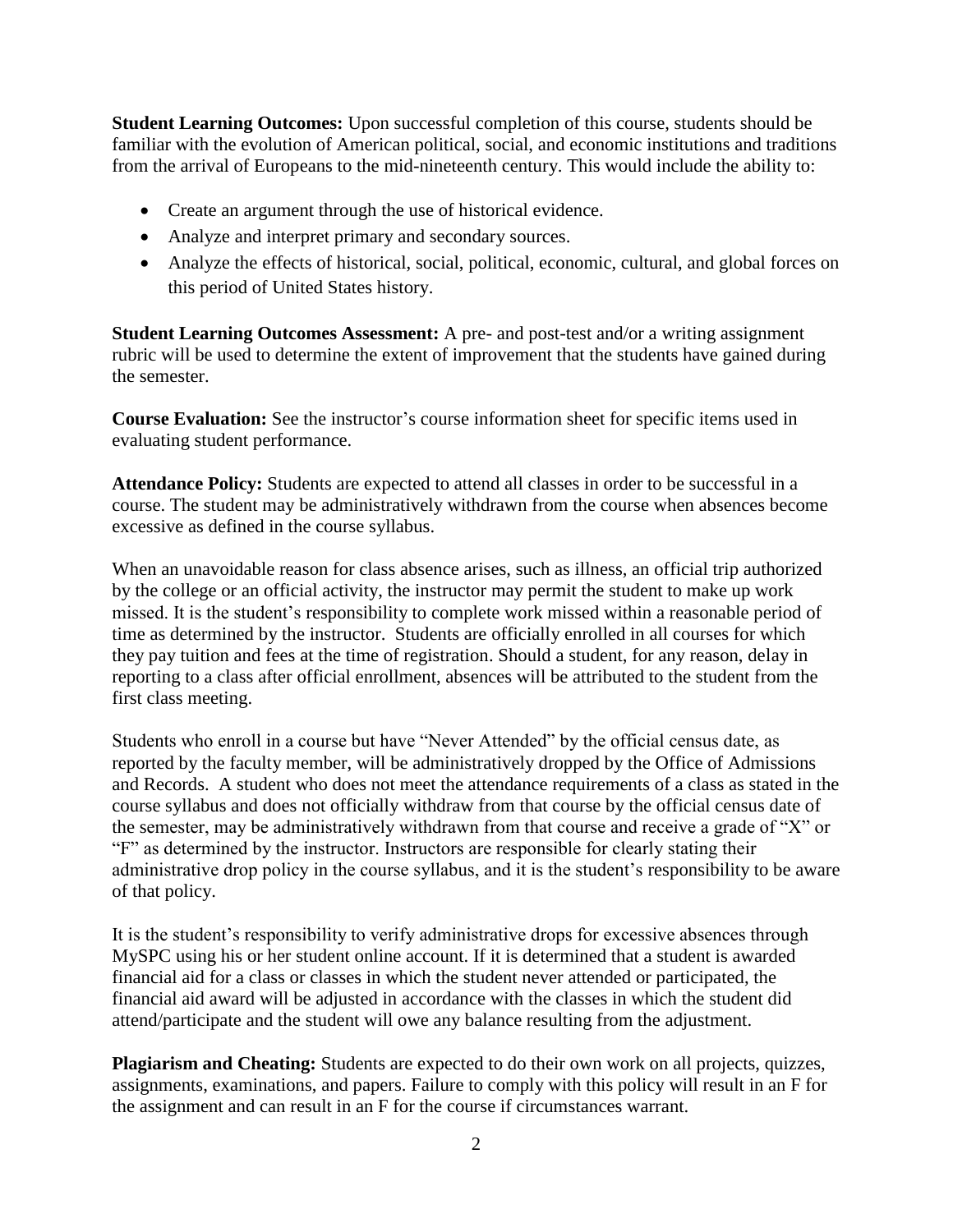**Student Learning Outcomes:** Upon successful completion of this course, students should be familiar with the evolution of American political, social, and economic institutions and traditions from the arrival of Europeans to the mid-nineteenth century. This would include the ability to:

- Create an argument through the use of historical evidence.
- Analyze and interpret primary and secondary sources.
- Analyze the effects of historical, social, political, economic, cultural, and global forces on this period of United States history.

**Student Learning Outcomes Assessment:** A pre- and post-test and/or a writing assignment rubric will be used to determine the extent of improvement that the students have gained during the semester.

**Course Evaluation:** See the instructor's course information sheet for specific items used in evaluating student performance.

**Attendance Policy:** Students are expected to attend all classes in order to be successful in a course. The student may be administratively withdrawn from the course when absences become excessive as defined in the course syllabus.

When an unavoidable reason for class absence arises, such as illness, an official trip authorized by the college or an official activity, the instructor may permit the student to make up work missed. It is the student's responsibility to complete work missed within a reasonable period of time as determined by the instructor. Students are officially enrolled in all courses for which they pay tuition and fees at the time of registration. Should a student, for any reason, delay in reporting to a class after official enrollment, absences will be attributed to the student from the first class meeting.

Students who enroll in a course but have "Never Attended" by the official census date, as reported by the faculty member, will be administratively dropped by the Office of Admissions and Records. A student who does not meet the attendance requirements of a class as stated in the course syllabus and does not officially withdraw from that course by the official census date of the semester, may be administratively withdrawn from that course and receive a grade of "X" or "F" as determined by the instructor. Instructors are responsible for clearly stating their administrative drop policy in the course syllabus, and it is the student's responsibility to be aware of that policy.

It is the student's responsibility to verify administrative drops for excessive absences through MySPC using his or her student online account. If it is determined that a student is awarded financial aid for a class or classes in which the student never attended or participated, the financial aid award will be adjusted in accordance with the classes in which the student did attend/participate and the student will owe any balance resulting from the adjustment.

**Plagiarism and Cheating:** Students are expected to do their own work on all projects, quizzes, assignments, examinations, and papers. Failure to comply with this policy will result in an F for the assignment and can result in an F for the course if circumstances warrant.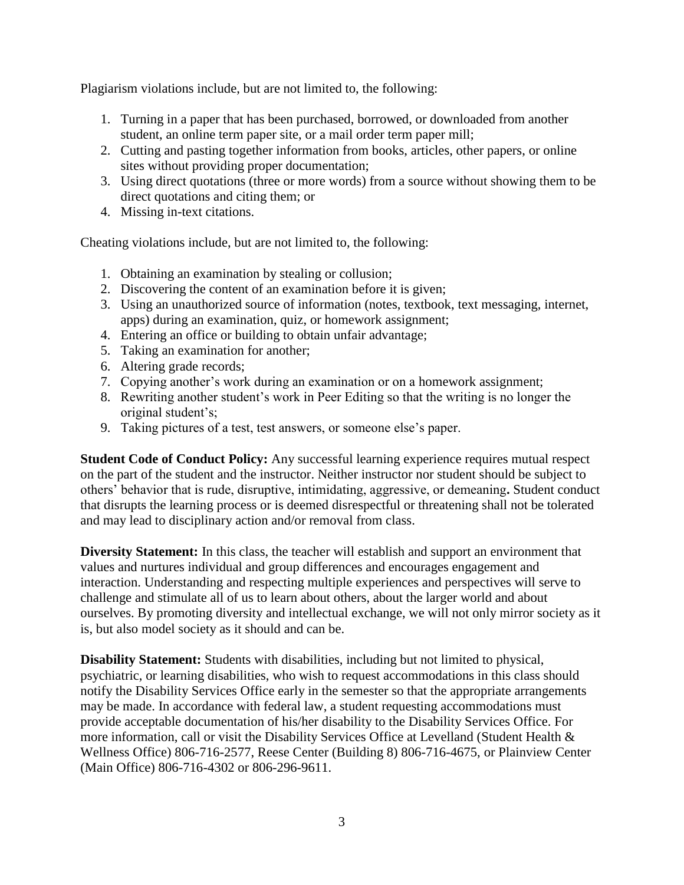Plagiarism violations include, but are not limited to, the following:

1. Turning in a paper that has been purchased, borrowed, or downloaded from another student, an online term paper site, or a mail order term paper mill;
2. Cutting and pasting together information from books, articles, other papers, or online sites without providing proper documentation;
3. Using direct quotations (three or more words) from a source without showing them to be direct quotations and citing them; or
4. Missing in-text citations.

Cheating violations include, but are not limited to, the following:

1. Obtaining an examination by stealing or collusion;
2. Discovering the content of an examination before it is given;
3. Using an unauthorized source of information (notes, textbook, text messaging, internet, apps) during an examination, quiz, or homework assignment;
4. Entering an office or building to obtain unfair advantage;
5. Taking an examination for another;
6. Altering grade records;
7. Copying another's work during an examination or on a homework assignment;
8. Rewriting another student's work in Peer Editing so that the writing is no longer the original student's;
9. Taking pictures of a test, test answers, or someone else's paper.

**Student Code of Conduct Policy:** Any successful learning experience requires mutual respect on the part of the student and the instructor. Neither instructor nor student should be subject to others' behavior that is rude, disruptive, intimidating, aggressive, or demeaning**.** Student conduct that disrupts the learning process or is deemed disrespectful or threatening shall not be tolerated and may lead to disciplinary action and/or removal from class.

**Diversity Statement:** In this class, the teacher will establish and support an environment that values and nurtures individual and group differences and encourages engagement and interaction. Understanding and respecting multiple experiences and perspectives will serve to challenge and stimulate all of us to learn about others, about the larger world and about ourselves. By promoting diversity and intellectual exchange, we will not only mirror society as it is, but also model society as it should and can be.

**Disability Statement:** Students with disabilities, including but not limited to physical, psychiatric, or learning disabilities, who wish to request accommodations in this class should notify the Disability Services Office early in the semester so that the appropriate arrangements may be made. In accordance with federal law, a student requesting accommodations must provide acceptable documentation of his/her disability to the Disability Services Office. For more information, call or visit the Disability Services Office at Levelland (Student Health & Wellness Office) 806-716-2577, Reese Center (Building 8) 806-716-4675, or Plainview Center (Main Office) 806-716-4302 or 806-296-9611.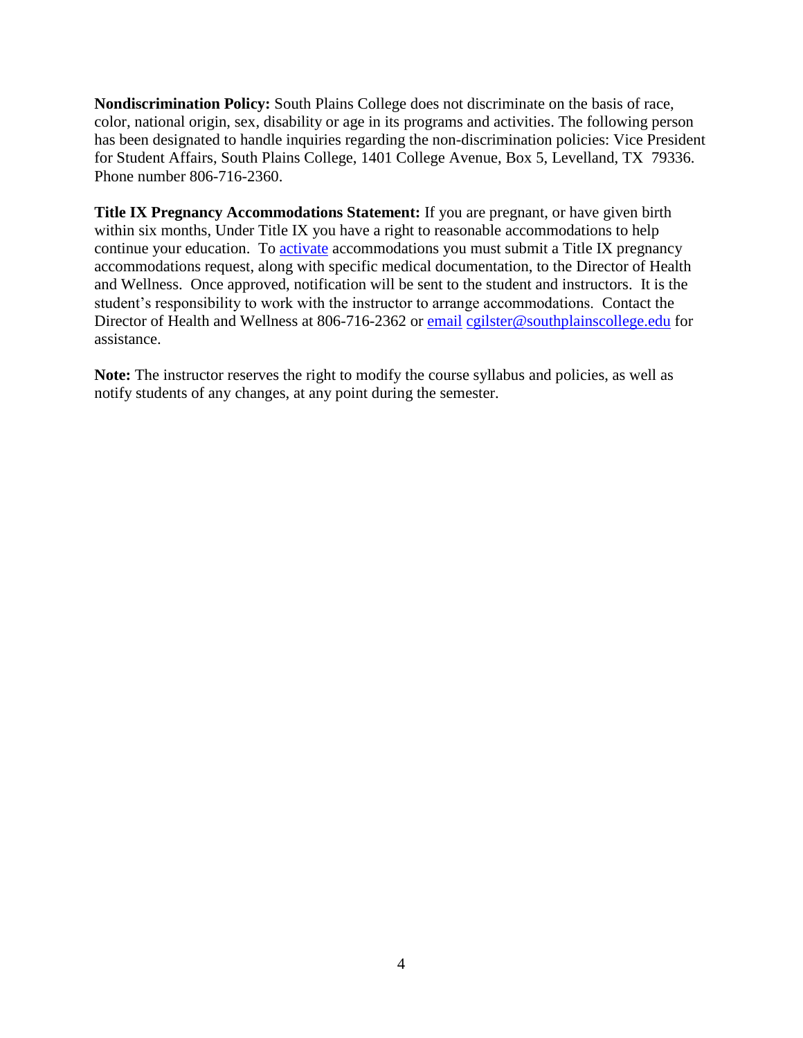**Nondiscrimination Policy:** South Plains College does not discriminate on the basis of race, color, national origin, sex, disability or age in its programs and activities. The following person has been designated to handle inquiries regarding the non-discrimination policies: Vice President for Student Affairs, South Plains College, 1401 College Avenue, Box 5, Levelland, TX 79336. Phone number 806-716-2360.

**Title IX Pregnancy Accommodations Statement:** If you are pregnant, or have given birth within six months, Under Title IX you have a right to reasonable accommodations to help continue your education. To activate accommodations you must submit a Title IX pregnancy accommodations request, along with specific medical documentation, to the Director of Health and Wellness. Once approved, notification will be sent to the student and instructors. It is the student's responsibility to work with the instructor to arrange accommodations. Contact the Director of Health and Wellness at 806-716-2362 or email cgilster@southplainscollege.edu for assistance.

**Note:** The instructor reserves the right to modify the course syllabus and policies, as well as notify students of any changes, at any point during the semester.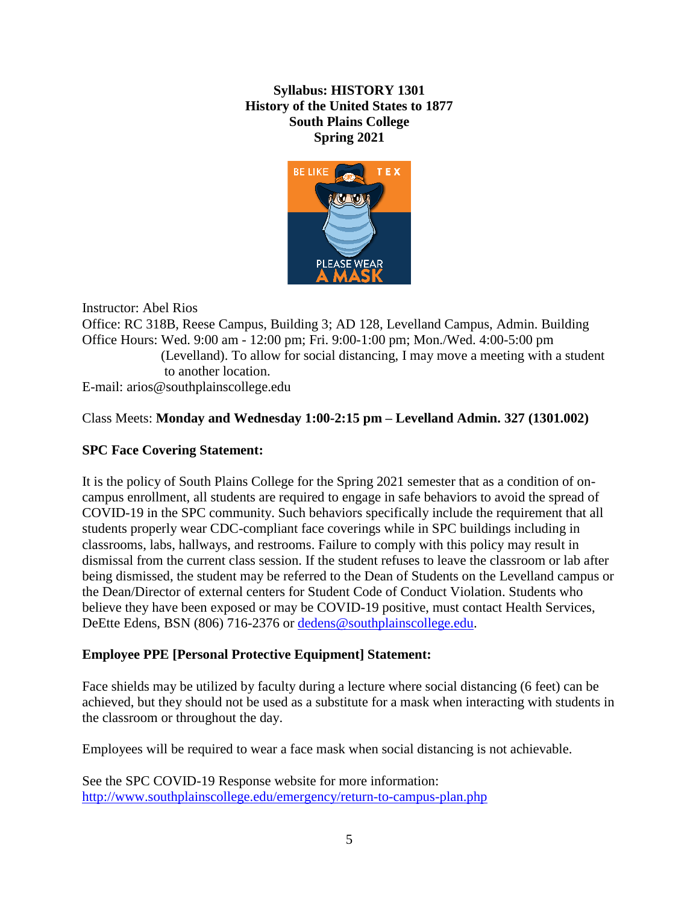**Syllabus: HISTORY 1301**
**History of the United States to 1877**
**South Plains College**
**Spring 2021**

Instructor: Abel Rios
Office: RC 318B, Reese Campus, Building 3; AD 128, Levelland Campus, Admin. Building
Office Hours: Wed. 9:00 am - 12:00 pm; Fri. 9:00-1:00 pm; Mon./Wed. 4:00-5:00 pm (Levelland). To allow for social distancing, I may move a meeting with a student to another location.
E-mail: arios@southplainscollege.edu

Class Meets: **Monday and Wednesday 1:00-2:15 pm – Levelland Admin. 327 (1301.002)**

**SPC Face Covering Statement:**

It is the policy of South Plains College for the Spring 2021 semester that as a condition of on-campus enrollment, all students are required to engage in safe behaviors to avoid the spread of COVID-19 in the SPC community. Such behaviors specifically include the requirement that all students properly wear CDC-compliant face coverings while in SPC buildings including in classrooms, labs, hallways, and restrooms. Failure to comply with this policy may result in dismissal from the current class session. If the student refuses to leave the classroom or lab after being dismissed, the student may be referred to the Dean of Students on the Levelland campus or the Dean/Director of external centers for Student Code of Conduct Violation. Students who believe they have been exposed or may be COVID-19 positive, must contact Health Services, DeEtte Edens, BSN (806) 716-2376 or dedens@southplainscollege.edu.

**Employee PPE [Personal Protective Equipment] Statement:**

Face shields may be utilized by faculty during a lecture where social distancing (6 feet) can be achieved, but they should not be used as a substitute for a mask when interacting with students in the classroom or throughout the day.

Employees will be required to wear a face mask when social distancing is not achievable.

See the SPC COVID-19 Response website for more information:
http://www.southplainscollege.edu/emergency/return-to-campus-plan.php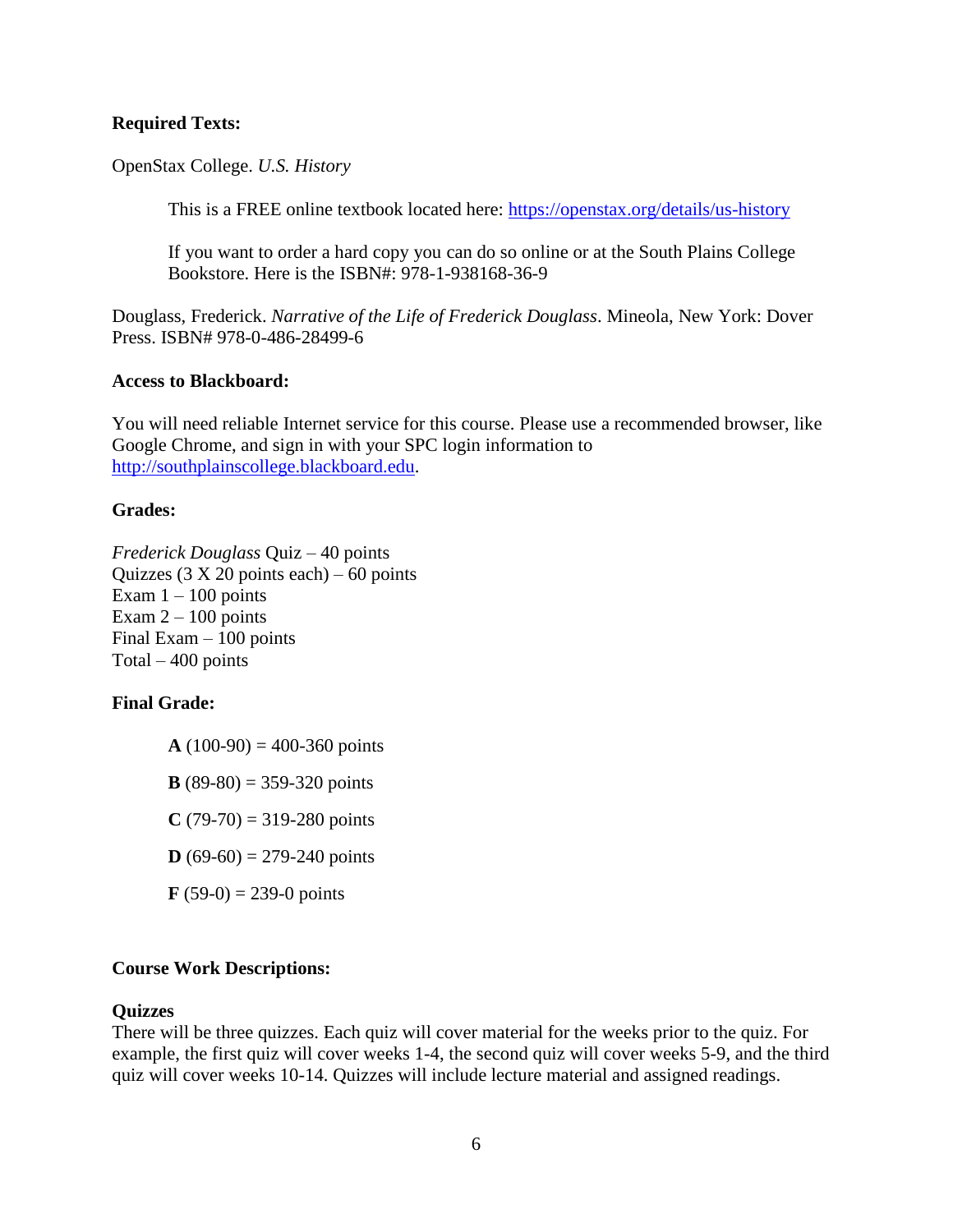**Required Texts:**

OpenStax College. *U.S. History*

> This is a FREE online textbook located here: [https://openstax.org/details/us-history](https://openstax.org/details/us-history)
>
> If you want to order a hard copy you can do so online or at the South Plains College Bookstore. Here is the ISBN#: 978-1-938168-36-9

Douglass, Frederick. *Narrative of the Life of Frederick Douglass*. Mineola, New York: Dover Press. ISBN# 978-0-486-28499-6

**Access to Blackboard:**

You will need reliable Internet service for this course. Please use a recommended browser, like Google Chrome, and sign in with your SPC login information to [http://southplainscollege.blackboard.edu](http://southplainscollege.blackboard.edu).

**Grades:**

*Frederick Douglass* Quiz – 40 points
Quizzes (3 X 20 points each) – 60 points
Exam 1 – 100 points
Exam 2 – 100 points
Final Exam – 100 points
Total – 400 points

**Final Grade:**

> **A** (100-90) = 400-360 points
>
> **B** (89-80) = 359-320 points
>
> **C** (79-70) = 319-280 points
>
> **D** (69-60) = 279-240 points
>
> **F** (59-0) = 239-0 points

**Course Work Descriptions:**

**Quizzes**
There will be three quizzes. Each quiz will cover material for the weeks prior to the quiz. For example, the first quiz will cover weeks 1-4, the second quiz will cover weeks 5-9, and the third quiz will cover weeks 10-14. Quizzes will include lecture material and assigned readings.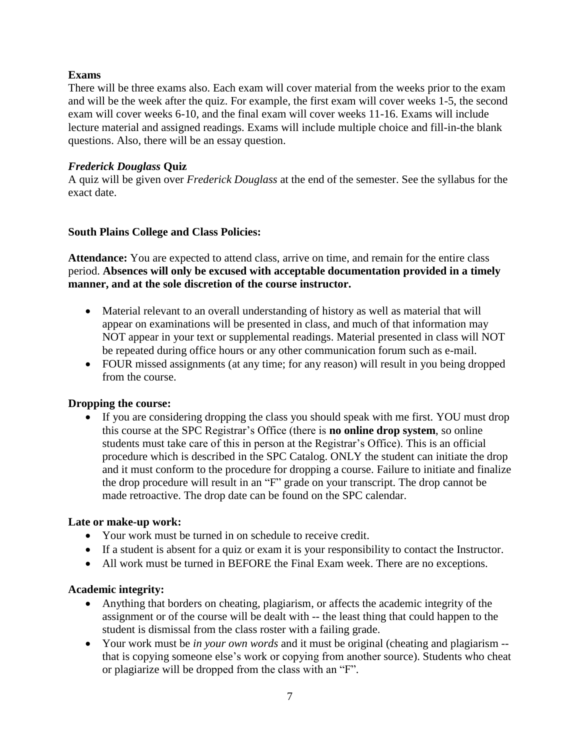**Exams**

There will be three exams also. Each exam will cover material from the weeks prior to the exam and will be the week after the quiz. For example, the first exam will cover weeks 1-5, the second exam will cover weeks 6-10, and the final exam will cover weeks 11-16. Exams will include lecture material and assigned readings. Exams will include multiple choice and fill-in-the blank questions. Also, there will be an essay question.

***Frederick Douglass* Quiz**

A quiz will be given over *Frederick Douglass* at the end of the semester. See the syllabus for the exact date.

**South Plains College and Class Policies:**

**Attendance:** You are expected to attend class, arrive on time, and remain for the entire class period. **Absences will only be excused with acceptable documentation provided in a timely manner, and at the sole discretion of the course instructor.**

- Material relevant to an overall understanding of history as well as material that will appear on examinations will be presented in class, and much of that information may NOT appear in your text or supplemental readings. Material presented in class will NOT be repeated during office hours or any other communication forum such as e-mail.
- FOUR missed assignments (at any time; for any reason) will result in you being dropped from the course.

**Dropping the course:**

- If you are considering dropping the class you should speak with me first. YOU must drop this course at the SPC Registrar's Office (there is **no online drop system**, so online students must take care of this in person at the Registrar's Office). This is an official procedure which is described in the SPC Catalog. ONLY the student can initiate the drop and it must conform to the procedure for dropping a course. Failure to initiate and finalize the drop procedure will result in an "F" grade on your transcript. The drop cannot be made retroactive. The drop date can be found on the SPC calendar.

**Late or make-up work:**

- Your work must be turned in on schedule to receive credit.
- If a student is absent for a quiz or exam it is your responsibility to contact the Instructor.
- All work must be turned in BEFORE the Final Exam week. There are no exceptions.

**Academic integrity:**

- Anything that borders on cheating, plagiarism, or affects the academic integrity of the assignment or of the course will be dealt with -- the least thing that could happen to the student is dismissal from the class roster with a failing grade.
- Your work must be *in your own words* and it must be original (cheating and plagiarism -- that is copying someone else's work or copying from another source). Students who cheat or plagiarize will be dropped from the class with an "F".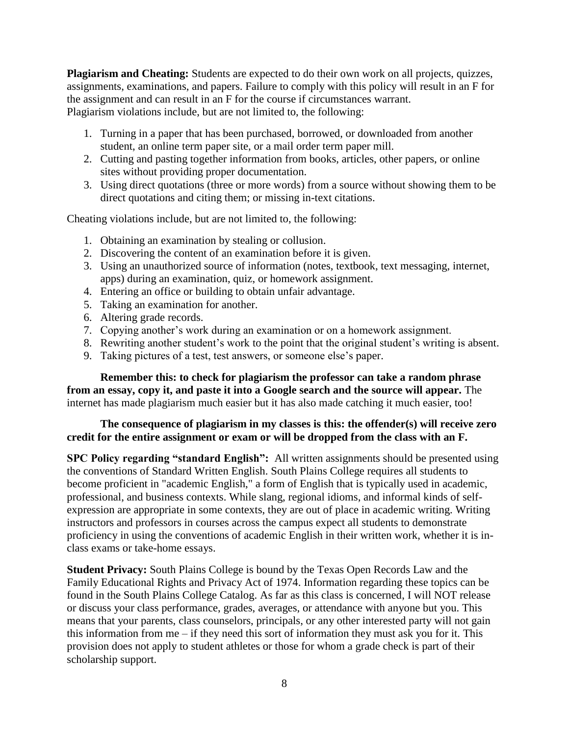**Plagiarism and Cheating:** Students are expected to do their own work on all projects, quizzes, assignments, examinations, and papers. Failure to comply with this policy will result in an F for the assignment and can result in an F for the course if circumstances warrant.
Plagiarism violations include, but are not limited to, the following:

1. Turning in a paper that has been purchased, borrowed, or downloaded from another student, an online term paper site, or a mail order term paper mill.
2. Cutting and pasting together information from books, articles, other papers, or online sites without providing proper documentation.
3. Using direct quotations (three or more words) from a source without showing them to be direct quotations and citing them; or missing in-text citations.

Cheating violations include, but are not limited to, the following:

1. Obtaining an examination by stealing or collusion.
2. Discovering the content of an examination before it is given.
3. Using an unauthorized source of information (notes, textbook, text messaging, internet, apps) during an examination, quiz, or homework assignment.
4. Entering an office or building to obtain unfair advantage.
5. Taking an examination for another.
6. Altering grade records.
7. Copying another's work during an examination or on a homework assignment.
8. Rewriting another student's work to the point that the original student's writing is absent.
9. Taking pictures of a test, test answers, or someone else's paper.

**Remember this: to check for plagiarism the professor can take a random phrase from an essay, copy it, and paste it into a Google search and the source will appear.** The internet has made plagiarism much easier but it has also made catching it much easier, too!

**The consequence of plagiarism in my classes is this: the offender(s) will receive zero credit for the entire assignment or exam or will be dropped from the class with an F.**

**SPC Policy regarding "standard English":** All written assignments should be presented using the conventions of Standard Written English. South Plains College requires all students to become proficient in "academic English," a form of English that is typically used in academic, professional, and business contexts. While slang, regional idioms, and informal kinds of self-expression are appropriate in some contexts, they are out of place in academic writing. Writing instructors and professors in courses across the campus expect all students to demonstrate proficiency in using the conventions of academic English in their written work, whether it is in-class exams or take-home essays.

**Student Privacy:** South Plains College is bound by the Texas Open Records Law and the Family Educational Rights and Privacy Act of 1974. Information regarding these topics can be found in the South Plains College Catalog. As far as this class is concerned, I will NOT release or discuss your class performance, grades, averages, or attendance with anyone but you. This means that your parents, class counselors, principals, or any other interested party will not gain this information from me – if they need this sort of information they must ask you for it. This provision does not apply to student athletes or those for whom a grade check is part of their scholarship support.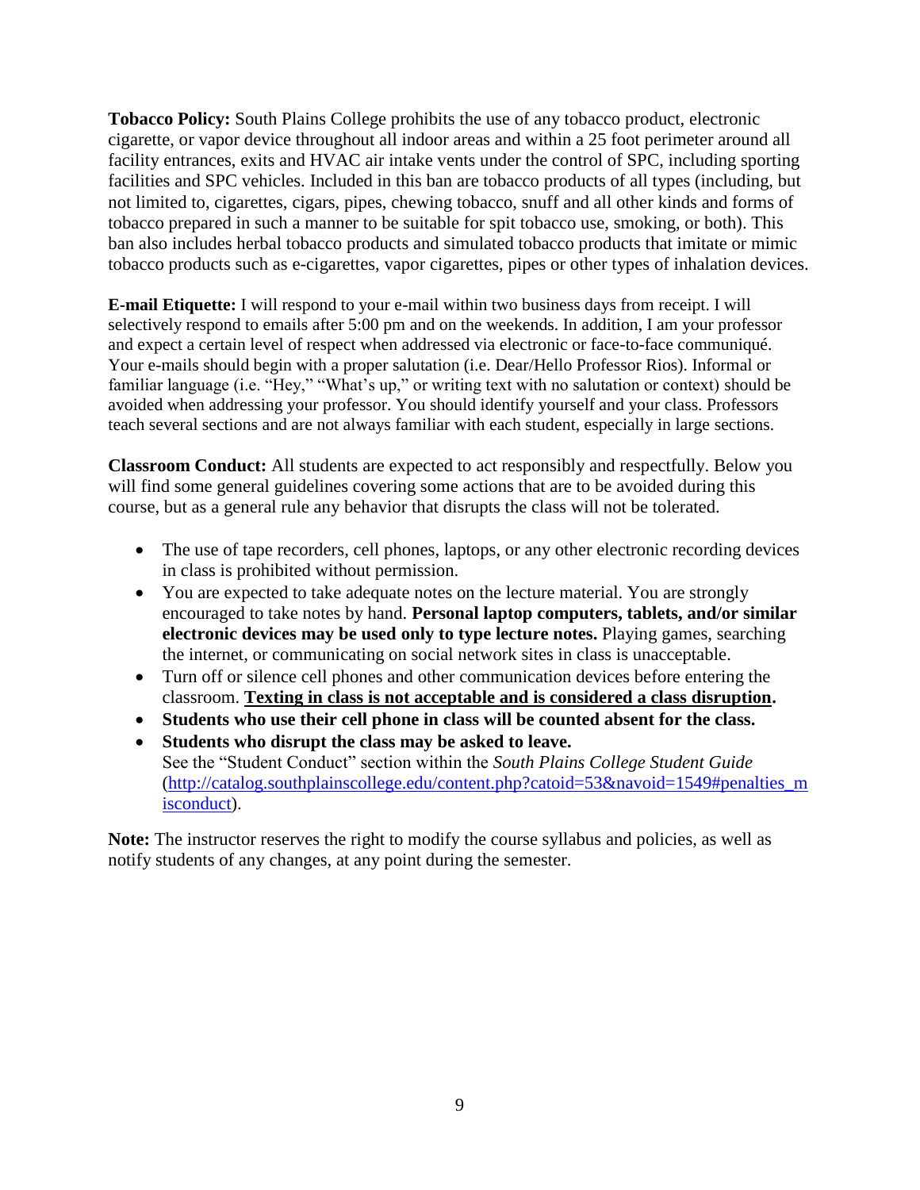**Tobacco Policy:** South Plains College prohibits the use of any tobacco product, electronic cigarette, or vapor device throughout all indoor areas and within a 25 foot perimeter around all facility entrances, exits and HVAC air intake vents under the control of SPC, including sporting facilities and SPC vehicles. Included in this ban are tobacco products of all types (including, but not limited to, cigarettes, cigars, pipes, chewing tobacco, snuff and all other kinds and forms of tobacco prepared in such a manner to be suitable for spit tobacco use, smoking, or both). This ban also includes herbal tobacco products and simulated tobacco products that imitate or mimic tobacco products such as e-cigarettes, vapor cigarettes, pipes or other types of inhalation devices.

**E-mail Etiquette:** I will respond to your e-mail within two business days from receipt. I will selectively respond to emails after 5:00 pm and on the weekends. In addition, I am your professor and expect a certain level of respect when addressed via electronic or face-to-face communiqué. Your e-mails should begin with a proper salutation (i.e. Dear/Hello Professor Rios). Informal or familiar language (i.e. "Hey," "What's up," or writing text with no salutation or context) should be avoided when addressing your professor. You should identify yourself and your class. Professors teach several sections and are not always familiar with each student, especially in large sections.

**Classroom Conduct:** All students are expected to act responsibly and respectfully. Below you will find some general guidelines covering some actions that are to be avoided during this course, but as a general rule any behavior that disrupts the class will not be tolerated.

- The use of tape recorders, cell phones, laptops, or any other electronic recording devices in class is prohibited without permission.
- You are expected to take adequate notes on the lecture material. You are strongly encouraged to take notes by hand. **Personal laptop computers, tablets, and/or similar electronic devices may be used only to type lecture notes.** Playing games, searching the internet, or communicating on social network sites in class is unacceptable.
- Turn off or silence cell phones and other communication devices before entering the classroom. **<u>Texting in class is not acceptable and is considered a class disruption</u>.**
- **Students who use their cell phone in class will be counted absent for the class.**
- **Students who disrupt the class may be asked to leave.**
  See the "Student Conduct" section within the *South Plains College Student Guide* (http://catalog.southplainscollege.edu/content.php?catoid=53&navoid=1549#penalties_misconduct).

**Note:** The instructor reserves the right to modify the course syllabus and policies, as well as notify students of any changes, at any point during the semester.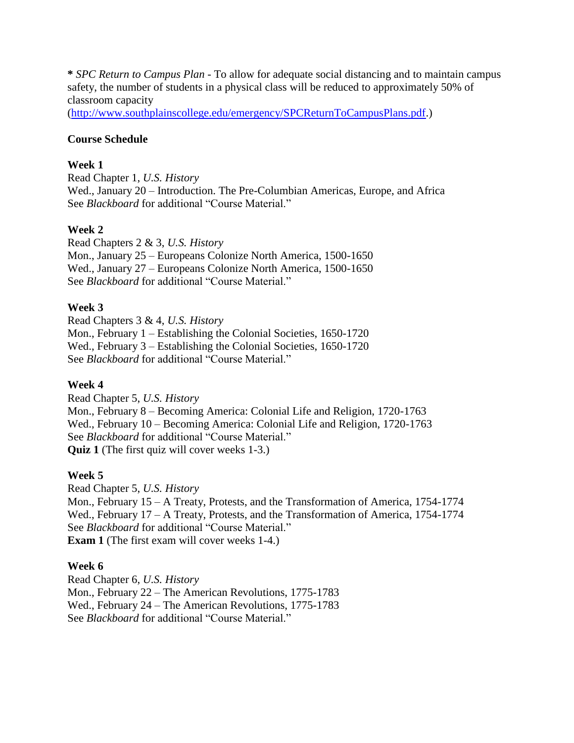**\*** *SPC Return to Campus Plan* - To allow for adequate social distancing and to maintain campus safety, the number of students in a physical class will be reduced to approximately 50% of classroom capacity (http://www.southplainscollege.edu/emergency/SPCReturnToCampusPlans.pdf.)

**Course Schedule**

**Week 1**
Read Chapter 1, *U.S. History*
Wed., January 20 – Introduction. The Pre-Columbian Americas, Europe, and Africa
See *Blackboard* for additional "Course Material."

**Week 2**
Read Chapters 2 & 3, *U.S. History*
Mon., January 25 – Europeans Colonize North America, 1500-1650
Wed., January 27 – Europeans Colonize North America, 1500-1650
See *Blackboard* for additional "Course Material."

**Week 3**
Read Chapters 3 & 4, *U.S. History*
Mon., February 1 – Establishing the Colonial Societies, 1650-1720
Wed., February 3 – Establishing the Colonial Societies, 1650-1720
See *Blackboard* for additional "Course Material."

**Week 4**
Read Chapter 5, *U.S. History*
Mon., February 8 – Becoming America: Colonial Life and Religion, 1720-1763
Wed., February 10 – Becoming America: Colonial Life and Religion, 1720-1763
See *Blackboard* for additional "Course Material."
**Quiz 1** (The first quiz will cover weeks 1-3.)

**Week 5**
Read Chapter 5, *U.S. History*
Mon., February 15 – A Treaty, Protests, and the Transformation of America, 1754-1774
Wed., February 17 – A Treaty, Protests, and the Transformation of America, 1754-1774
See *Blackboard* for additional "Course Material."
**Exam 1** (The first exam will cover weeks 1-4.)

**Week 6**
Read Chapter 6, *U.S. History*
Mon., February 22 – The American Revolutions, 1775-1783
Wed., February 24 – The American Revolutions, 1775-1783
See *Blackboard* for additional "Course Material."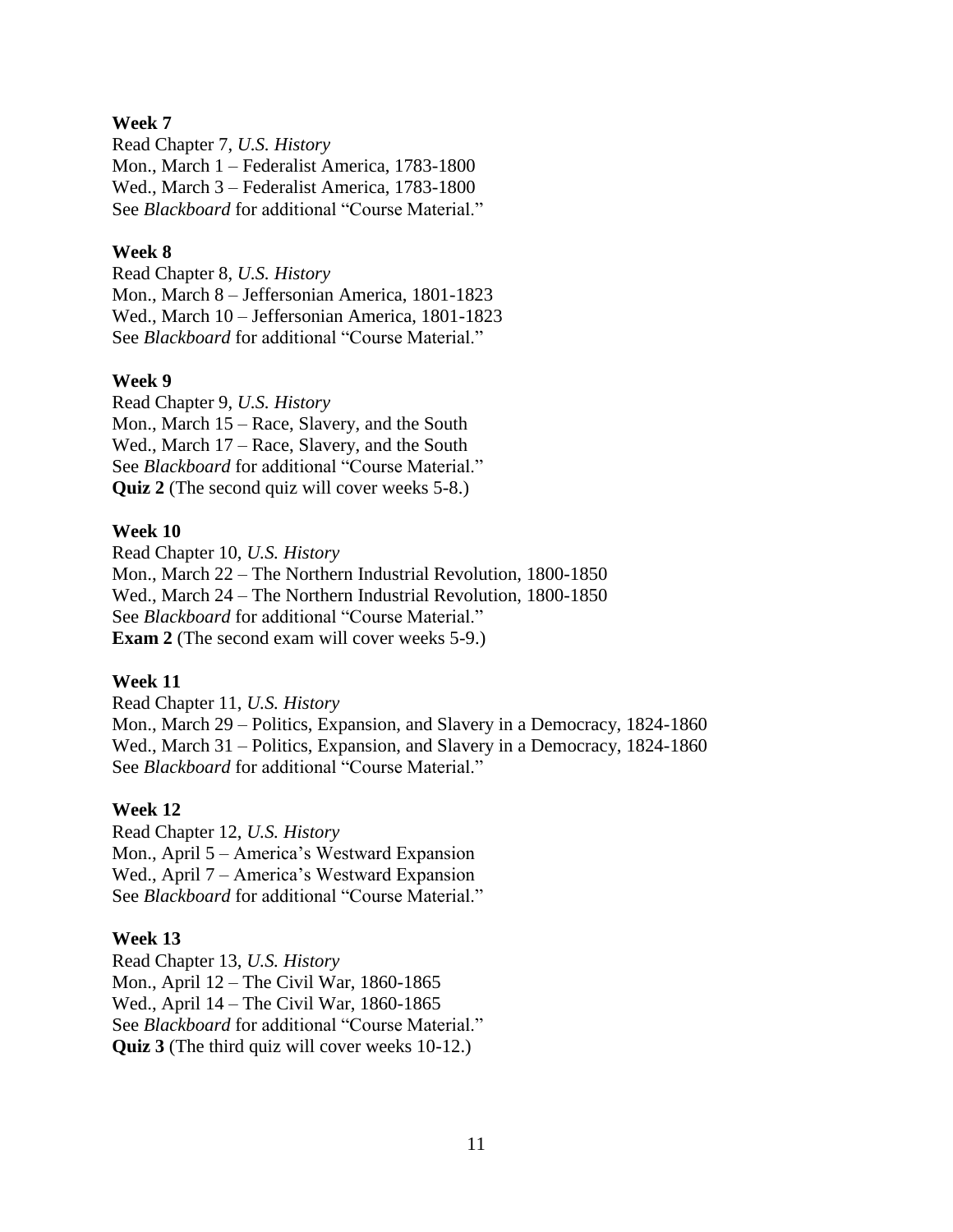**Week 7**
Read Chapter 7, *U.S. History*
Mon., March 1 – Federalist America, 1783-1800
Wed., March 3 – Federalist America, 1783-1800
See *Blackboard* for additional "Course Material."

**Week 8**
Read Chapter 8, *U.S. History*
Mon., March 8 – Jeffersonian America, 1801-1823
Wed., March 10 – Jeffersonian America, 1801-1823
See *Blackboard* for additional "Course Material."

**Week 9**
Read Chapter 9, *U.S. History*
Mon., March 15 – Race, Slavery, and the South
Wed., March 17 – Race, Slavery, and the South
See *Blackboard* for additional "Course Material."
**Quiz 2** (The second quiz will cover weeks 5-8.)

**Week 10**
Read Chapter 10, *U.S. History*
Mon., March 22 – The Northern Industrial Revolution, 1800-1850
Wed., March 24 – The Northern Industrial Revolution, 1800-1850
See *Blackboard* for additional "Course Material."
**Exam 2** (The second exam will cover weeks 5-9.)

**Week 11**
Read Chapter 11, *U.S. History*
Mon., March 29 – Politics, Expansion, and Slavery in a Democracy, 1824-1860
Wed., March 31 – Politics, Expansion, and Slavery in a Democracy, 1824-1860
See *Blackboard* for additional "Course Material."

**Week 12**
Read Chapter 12, *U.S. History*
Mon., April 5 – America's Westward Expansion
Wed., April 7 – America's Westward Expansion
See *Blackboard* for additional "Course Material."

**Week 13**
Read Chapter 13, *U.S. History*
Mon., April 12 – The Civil War, 1860-1865
Wed., April 14 – The Civil War, 1860-1865
See *Blackboard* for additional "Course Material."
**Quiz 3** (The third quiz will cover weeks 10-12.)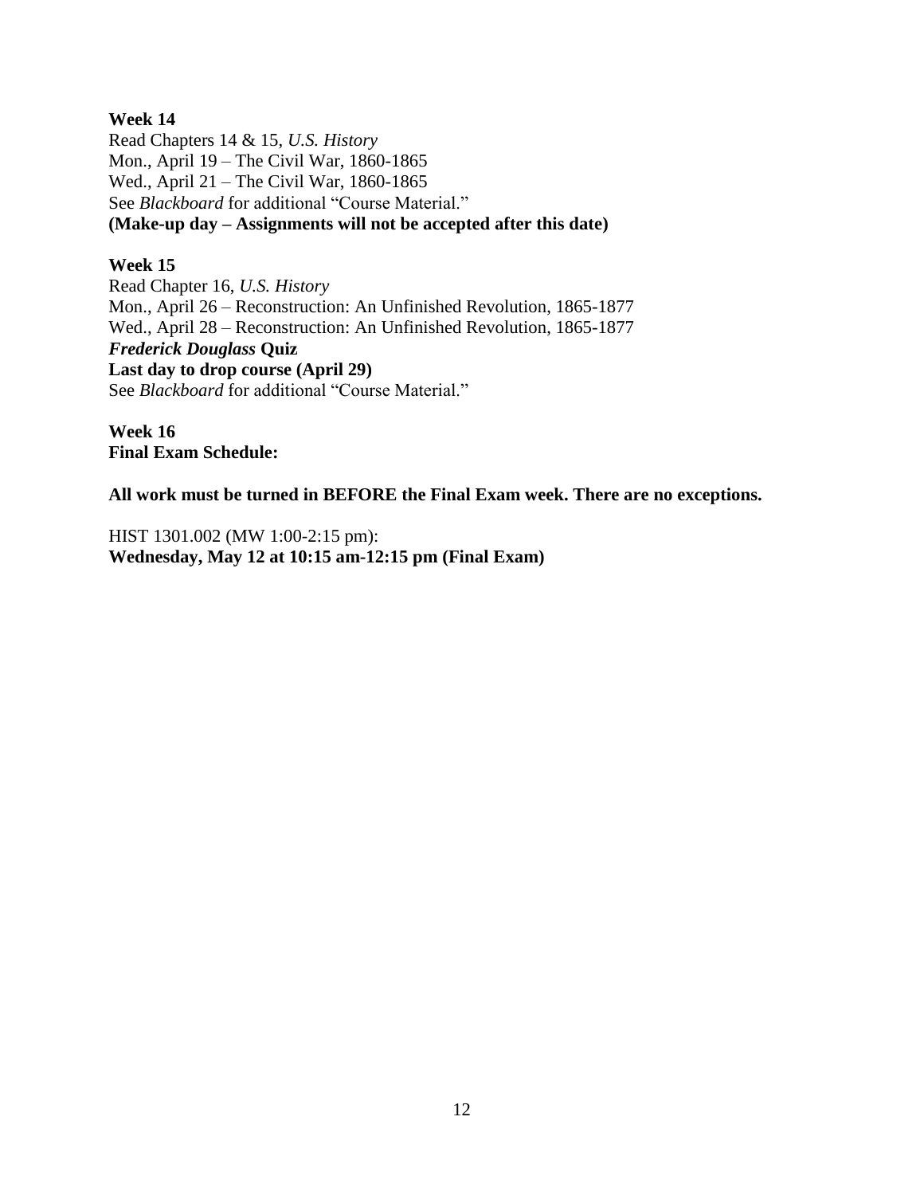**Week 14**
Read Chapters 14 & 15, *U.S. History*
Mon., April 19 – The Civil War, 1860-1865
Wed., April 21 – The Civil War, 1860-1865
See *Blackboard* for additional "Course Material."
**(Make-up day – Assignments will not be accepted after this date)**

**Week 15**
Read Chapter 16, *U.S. History*
Mon., April 26 – Reconstruction: An Unfinished Revolution, 1865-1877
Wed., April 28 – Reconstruction: An Unfinished Revolution, 1865-1877
***Frederick Douglass* Quiz**
**Last day to drop course (April 29)**
See *Blackboard* for additional "Course Material."

**Week 16**
**Final Exam Schedule:**

**All work must be turned in BEFORE the Final Exam week. There are no exceptions.**

HIST 1301.002 (MW 1:00-2:15 pm):
**Wednesday, May 12 at 10:15 am-12:15 pm (Final Exam)**